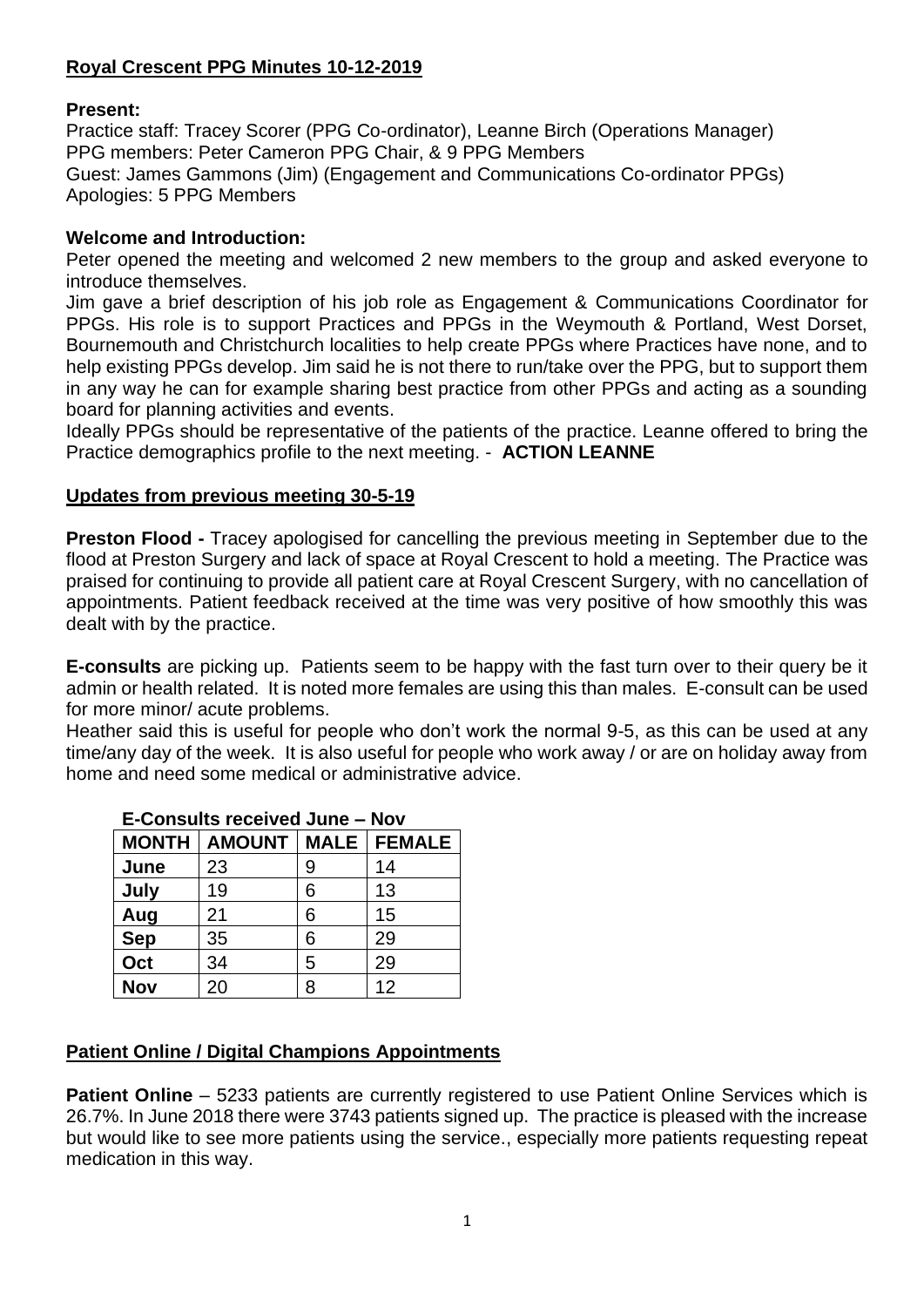# Royal Crescent PPG Minutes 10-12-2019

**Present:**

Practice staff: Tracey Scorer (PPG Co-ordinator), Leanne Birch (Operations Manager)
PPG members: Peter Cameron PPG Chair, & 9 PPG Members
Guest: James Gammons (Jim) (Engagement and Communications Co-ordinator PPGs)
Apologies: 5 PPG Members

**Welcome and Introduction:**

Peter opened the meeting and welcomed 2 new members to the group and asked everyone to introduce themselves.

Jim gave a brief description of his job role as Engagement & Communications Coordinator for PPGs. His role is to support Practices and PPGs in the Weymouth & Portland, West Dorset, Bournemouth and Christchurch localities to help create PPGs where Practices have none, and to help existing PPGs develop. Jim said he is not there to run/take over the PPG, but to support them in any way he can for example sharing best practice from other PPGs and acting as a sounding board for planning activities and events.

Ideally PPGs should be representative of the patients of the practice. Leanne offered to bring the Practice demographics profile to the next meeting. - **ACTION LEANNE**

## Updates from previous meeting 30-5-19

**Preston Flood -** Tracey apologised for cancelling the previous meeting in September due to the flood at Preston Surgery and lack of space at Royal Crescent to hold a meeting. The Practice was praised for continuing to provide all patient care at Royal Crescent Surgery, with no cancellation of appointments. Patient feedback received at the time was very positive of how smoothly this was dealt with by the practice.

**E-consults** are picking up. Patients seem to be happy with the fast turn over to their query be it admin or health related. It is noted more females are using this than males. E-consult can be used for more minor/ acute problems.

Heather said this is useful for people who don't work the normal 9-5, as this can be used at any time/any day of the week. It is also useful for people who work away / or are on holiday away from home and need some medical or administrative advice.

**E-Consults received June – Nov**

| MONTH | AMOUNT | MALE | FEMALE |
|---|---|---|---|
| June | 23 | 9 | 14 |
| July | 19 | 6 | 13 |
| Aug | 21 | 6 | 15 |
| Sep | 35 | 6 | 29 |
| Oct | 34 | 5 | 29 |
| Nov | 20 | 8 | 12 |

## Patient Online / Digital Champions Appointments

**Patient Online** – 5233 patients are currently registered to use Patient Online Services which is 26.7%. In June 2018 there were 3743 patients signed up. The practice is pleased with the increase but would like to see more patients using the service., especially more patients requesting repeat medication in this way.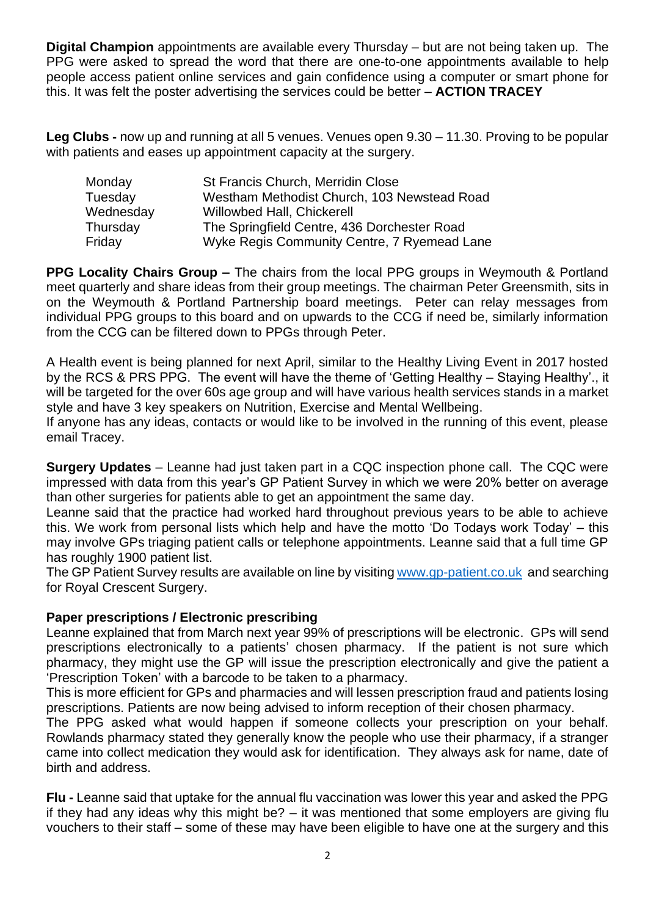**Digital Champion** appointments are available every Thursday – but are not being taken up. The PPG were asked to spread the word that there are one-to-one appointments available to help people access patient online services and gain confidence using a computer or smart phone for this. It was felt the poster advertising the services could be better – **ACTION TRACEY**

**Leg Clubs -** now up and running at all 5 venues. Venues open 9.30 – 11.30. Proving to be popular with patients and eases up appointment capacity at the surgery.

| | |
|---|---|
| Monday | St Francis Church, Merridin Close |
| Tuesday | Westham Methodist Church, 103 Newstead Road |
| Wednesday | Willowbed Hall, Chickerell |
| Thursday | The Springfield Centre, 436 Dorchester Road |
| Friday | Wyke Regis Community Centre, 7 Ryemead Lane |

**PPG Locality Chairs Group –** The chairs from the local PPG groups in Weymouth & Portland meet quarterly and share ideas from their group meetings. The chairman Peter Greensmith, sits in on the Weymouth & Portland Partnership board meetings. Peter can relay messages from individual PPG groups to this board and on upwards to the CCG if need be, similarly information from the CCG can be filtered down to PPGs through Peter.

A Health event is being planned for next April, similar to the Healthy Living Event in 2017 hosted by the RCS & PRS PPG. The event will have the theme of 'Getting Healthy – Staying Healthy'., it will be targeted for the over 60s age group and will have various health services stands in a market style and have 3 key speakers on Nutrition, Exercise and Mental Wellbeing.
If anyone has any ideas, contacts or would like to be involved in the running of this event, please email Tracey.

**Surgery Updates** – Leanne had just taken part in a CQC inspection phone call. The CQC were impressed with data from this year's GP Patient Survey in which we were 20% better on average than other surgeries for patients able to get an appointment the same day.
Leanne said that the practice had worked hard throughout previous years to be able to achieve this. We work from personal lists which help and have the motto 'Do Todays work Today' – this may involve GPs triaging patient calls or telephone appointments. Leanne said that a full time GP has roughly 1900 patient list.
The GP Patient Survey results are available on line by visiting www.gp-patient.co.uk and searching for Royal Crescent Surgery.

**Paper prescriptions / Electronic prescribing**
Leanne explained that from March next year 99% of prescriptions will be electronic. GPs will send prescriptions electronically to a patients' chosen pharmacy. If the patient is not sure which pharmacy, they might use the GP will issue the prescription electronically and give the patient a 'Prescription Token' with a barcode to be taken to a pharmacy.
This is more efficient for GPs and pharmacies and will lessen prescription fraud and patients losing prescriptions. Patients are now being advised to inform reception of their chosen pharmacy.
The PPG asked what would happen if someone collects your prescription on your behalf. Rowlands pharmacy stated they generally know the people who use their pharmacy, if a stranger came into collect medication they would ask for identification. They always ask for name, date of birth and address.

**Flu -** Leanne said that uptake for the annual flu vaccination was lower this year and asked the PPG if they had any ideas why this might be? – it was mentioned that some employers are giving flu vouchers to their staff – some of these may have been eligible to have one at the surgery and this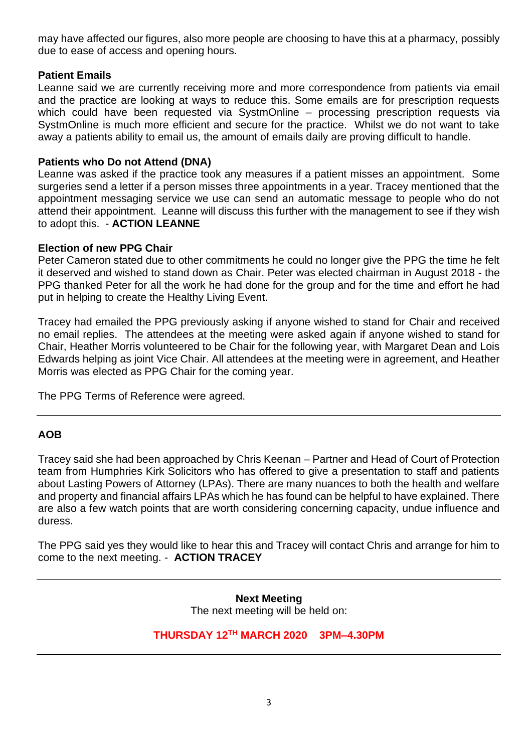may have affected our figures, also more people are choosing to have this at a pharmacy, possibly due to ease of access and opening hours.

**Patient Emails**

Leanne said we are currently receiving more and more correspondence from patients via email and the practice are looking at ways to reduce this. Some emails are for prescription requests which could have been requested via SystmOnline – processing prescription requests via SystmOnline is much more efficient and secure for the practice. Whilst we do not want to take away a patients ability to email us, the amount of emails daily are proving difficult to handle.

**Patients who Do not Attend (DNA)**

Leanne was asked if the practice took any measures if a patient misses an appointment. Some surgeries send a letter if a person misses three appointments in a year. Tracey mentioned that the appointment messaging service we use can send an automatic message to people who do not attend their appointment. Leanne will discuss this further with the management to see if they wish to adopt this. - **ACTION LEANNE**

**Election of new PPG Chair**

Peter Cameron stated due to other commitments he could no longer give the PPG the time he felt it deserved and wished to stand down as Chair. Peter was elected chairman in August 2018 - the PPG thanked Peter for all the work he had done for the group and for the time and effort he had put in helping to create the Healthy Living Event.

Tracey had emailed the PPG previously asking if anyone wished to stand for Chair and received no email replies. The attendees at the meeting were asked again if anyone wished to stand for Chair, Heather Morris volunteered to be Chair for the following year, with Margaret Dean and Lois Edwards helping as joint Vice Chair. All attendees at the meeting were in agreement, and Heather Morris was elected as PPG Chair for the coming year.

The PPG Terms of Reference were agreed.

---

**AOB**

Tracey said she had been approached by Chris Keenan – Partner and Head of Court of Protection team from Humphries Kirk Solicitors who has offered to give a presentation to staff and patients about Lasting Powers of Attorney (LPAs). There are many nuances to both the health and welfare and property and financial affairs LPAs which he has found can be helpful to have explained. There are also a few watch points that are worth considering concerning capacity, undue influence and duress.

The PPG said yes they would like to hear this and Tracey will contact Chris and arrange for him to come to the next meeting. - **ACTION TRACEY**

---

**Next Meeting**

The next meeting will be held on:

**THURSDAY 12TH MARCH 2020 3PM–4.30PM**

---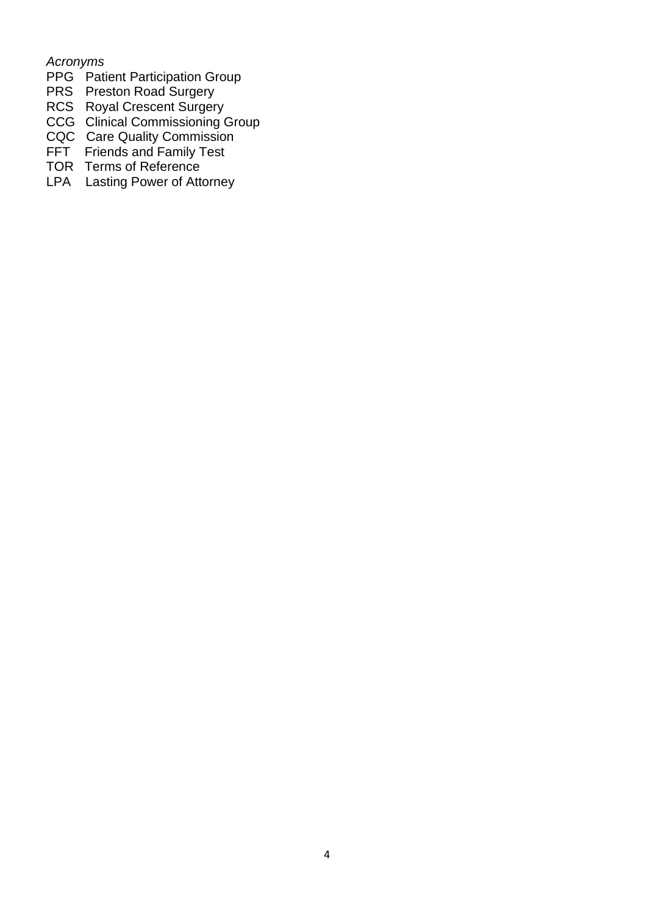*Acronyms*

PPG Patient Participation Group
PRS Preston Road Surgery
RCS Royal Crescent Surgery
CCG Clinical Commissioning Group
CQC Care Quality Commission
FFT Friends and Family Test
TOR Terms of Reference
LPA Lasting Power of Attorney